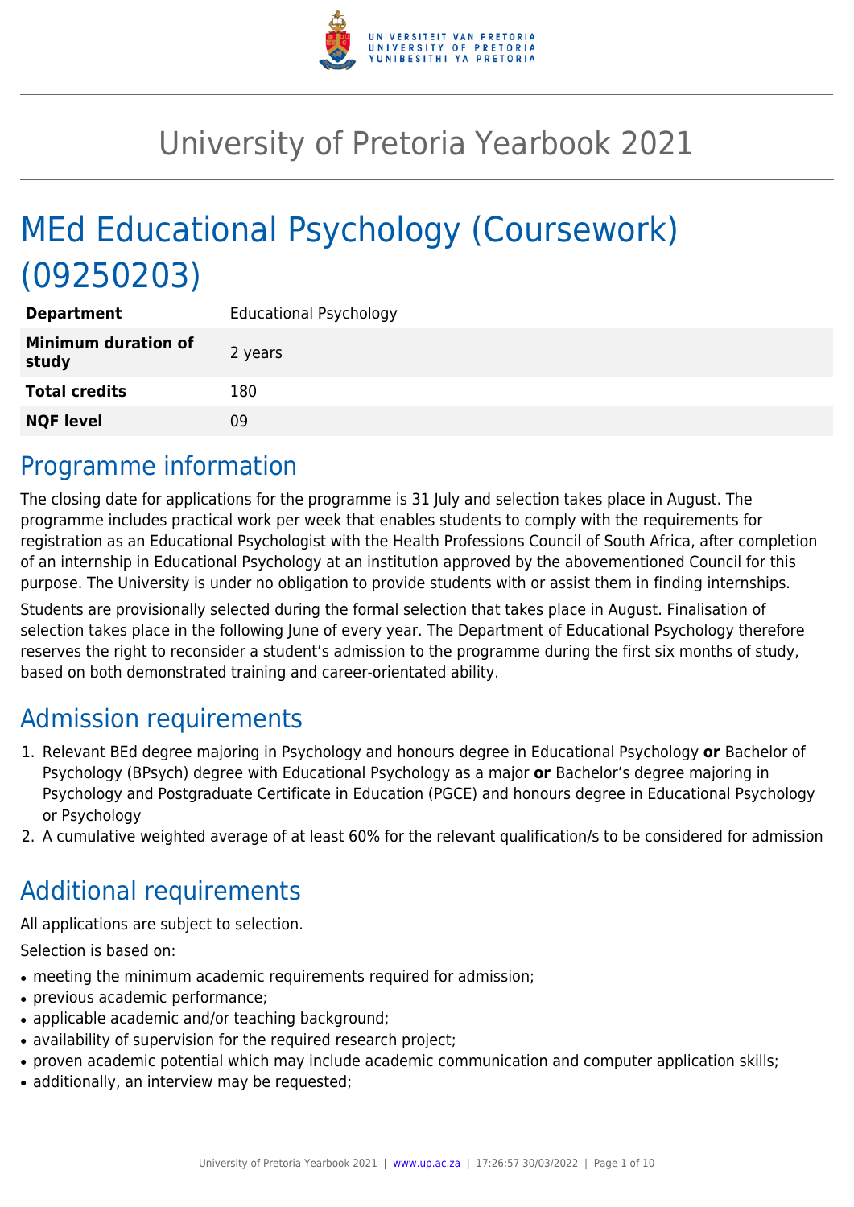# University of Pretoria Yearbook 2021

# MEd Educational Psychology (Coursework) (09250203)

| **Department** | Educational Psychology |
|---|---|
| **Minimum duration of study** | 2 years |
| **Total credits** | 180 |
| **NQF level** | 09 |

## Programme information

The closing date for applications for the programme is 31 July and selection takes place in August. The programme includes practical work per week that enables students to comply with the requirements for registration as an Educational Psychologist with the Health Professions Council of South Africa, after completion of an internship in Educational Psychology at an institution approved by the abovementioned Council for this purpose. The University is under no obligation to provide students with or assist them in finding internships.

Students are provisionally selected during the formal selection that takes place in August. Finalisation of selection takes place in the following June of every year. The Department of Educational Psychology therefore reserves the right to reconsider a student's admission to the programme during the first six months of study, based on both demonstrated training and career-orientated ability.

## Admission requirements

1. Relevant BEd degree majoring in Psychology and honours degree in Educational Psychology **or** Bachelor of Psychology (BPsych) degree with Educational Psychology as a major **or** Bachelor's degree majoring in Psychology and Postgraduate Certificate in Education (PGCE) and honours degree in Educational Psychology or Psychology
2. A cumulative weighted average of at least 60% for the relevant qualification/s to be considered for admission

## Additional requirements

All applications are subject to selection.

Selection is based on:

- meeting the minimum academic requirements required for admission;
- previous academic performance;
- applicable academic and/or teaching background;
- availability of supervision for the required research project;
- proven academic potential which may include academic communication and computer application skills;
- additionally, an interview may be requested;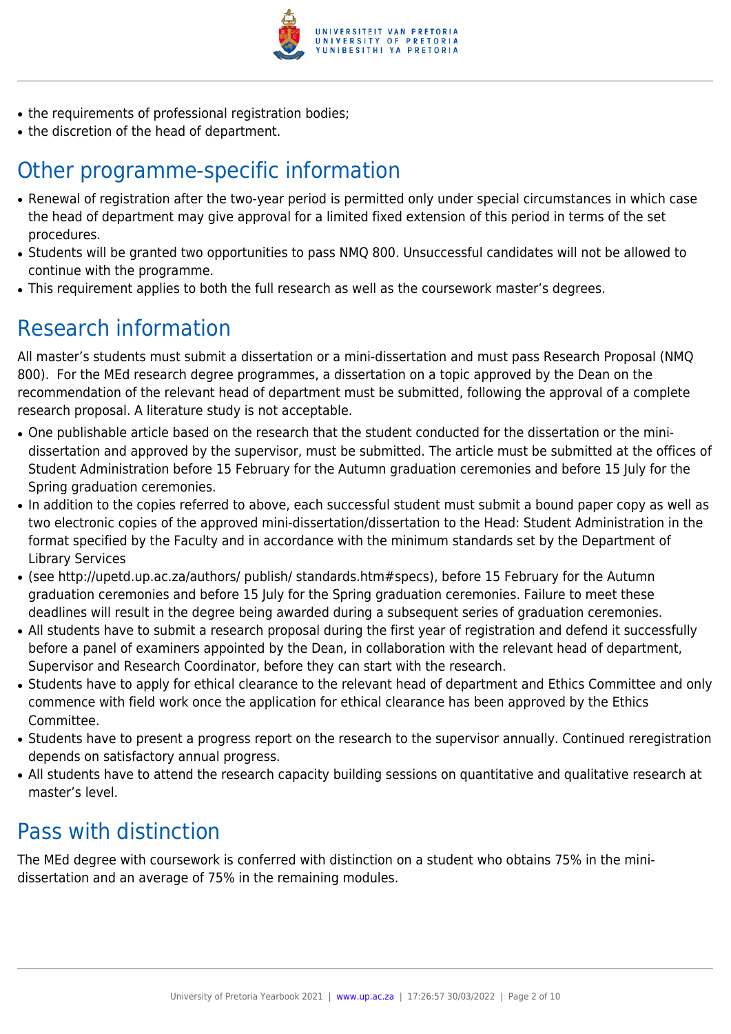- the requirements of professional registration bodies;
- the discretion of the head of department.

## Other programme-specific information

- Renewal of registration after the two-year period is permitted only under special circumstances in which case the head of department may give approval for a limited fixed extension of this period in terms of the set procedures.
- Students will be granted two opportunities to pass NMQ 800. Unsuccessful candidates will not be allowed to continue with the programme.
- This requirement applies to both the full research as well as the coursework master's degrees.

## Research information

All master's students must submit a dissertation or a mini-dissertation and must pass Research Proposal (NMQ 800). For the MEd research degree programmes, a dissertation on a topic approved by the Dean on the recommendation of the relevant head of department must be submitted, following the approval of a complete research proposal. A literature study is not acceptable.

- One publishable article based on the research that the student conducted for the dissertation or the mini-dissertation and approved by the supervisor, must be submitted. The article must be submitted at the offices of Student Administration before 15 February for the Autumn graduation ceremonies and before 15 July for the Spring graduation ceremonies.
- In addition to the copies referred to above, each successful student must submit a bound paper copy as well as two electronic copies of the approved mini-dissertation/dissertation to the Head: Student Administration in the format specified by the Faculty and in accordance with the minimum standards set by the Department of Library Services
- (see http://upetd.up.ac.za/authors/ publish/ standards.htm#specs), before 15 February for the Autumn graduation ceremonies and before 15 July for the Spring graduation ceremonies. Failure to meet these deadlines will result in the degree being awarded during a subsequent series of graduation ceremonies.
- All students have to submit a research proposal during the first year of registration and defend it successfully before a panel of examiners appointed by the Dean, in collaboration with the relevant head of department, Supervisor and Research Coordinator, before they can start with the research.
- Students have to apply for ethical clearance to the relevant head of department and Ethics Committee and only commence with field work once the application for ethical clearance has been approved by the Ethics Committee.
- Students have to present a progress report on the research to the supervisor annually. Continued reregistration depends on satisfactory annual progress.
- All students have to attend the research capacity building sessions on quantitative and qualitative research at master's level.

## Pass with distinction

The MEd degree with coursework is conferred with distinction on a student who obtains 75% in the mini-dissertation and an average of 75% in the remaining modules.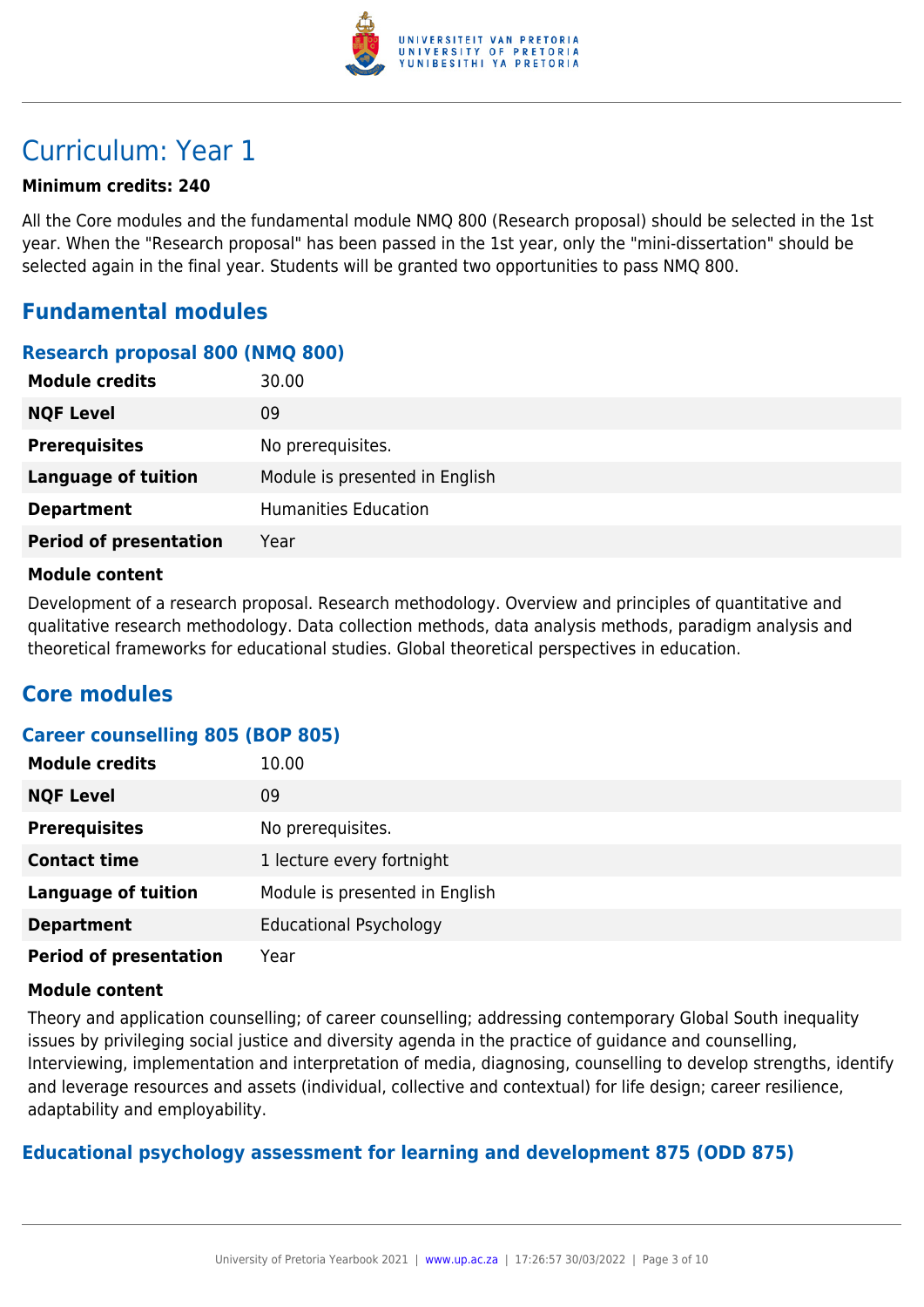# Curriculum: Year 1

**Minimum credits: 240**

All the Core modules and the fundamental module NMQ 800 (Research proposal) should be selected in the 1st year. When the "Research proposal" has been passed in the 1st year, only the "mini-dissertation" should be selected again in the final year. Students will be granted two opportunities to pass NMQ 800.

## Fundamental modules

### Research proposal 800 (NMQ 800)

| | |
|---|---|
| **Module credits** | 30.00 |
| **NQF Level** | 09 |
| **Prerequisites** | No prerequisites. |
| **Language of tuition** | Module is presented in English |
| **Department** | Humanities Education |
| **Period of presentation** | Year |

**Module content**

Development of a research proposal. Research methodology. Overview and principles of quantitative and qualitative research methodology. Data collection methods, data analysis methods, paradigm analysis and theoretical frameworks for educational studies. Global theoretical perspectives in education.

## Core modules

### Career counselling 805 (BOP 805)

| | |
|---|---|
| **Module credits** | 10.00 |
| **NQF Level** | 09 |
| **Prerequisites** | No prerequisites. |
| **Contact time** | 1 lecture every fortnight |
| **Language of tuition** | Module is presented in English |
| **Department** | Educational Psychology |
| **Period of presentation** | Year |

**Module content**

Theory and application counselling; of career counselling; addressing contemporary Global South inequality issues by privileging social justice and diversity agenda in the practice of guidance and counselling, Interviewing, implementation and interpretation of media, diagnosing, counselling to develop strengths, identify and leverage resources and assets (individual, collective and contextual) for life design; career resilience, adaptability and employability.

### Educational psychology assessment for learning and development 875 (ODD 875)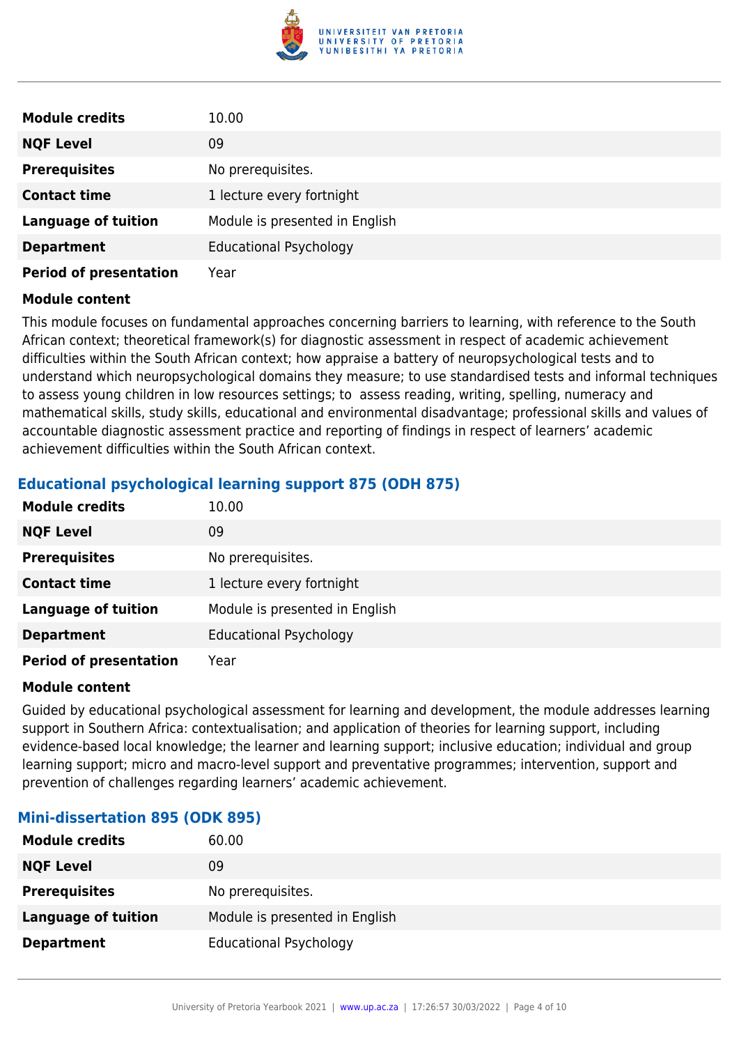| | |
|---|---|
| **Module credits** | 10.00 |
| **NQF Level** | 09 |
| **Prerequisites** | No prerequisites. |
| **Contact time** | 1 lecture every fortnight |
| **Language of tuition** | Module is presented in English |
| **Department** | Educational Psychology |
| **Period of presentation** | Year |

**Module content**

This module focuses on fundamental approaches concerning barriers to learning, with reference to the South African context; theoretical framework(s) for diagnostic assessment in respect of academic achievement difficulties within the South African context; how appraise a battery of neuropsychological tests and to understand which neuropsychological domains they measure; to use standardised tests and informal techniques to assess young children in low resources settings; to assess reading, writing, spelling, numeracy and mathematical skills, study skills, educational and environmental disadvantage; professional skills and values of accountable diagnostic assessment practice and reporting of findings in respect of learners' academic achievement difficulties within the South African context.

### Educational psychological learning support 875 (ODH 875)

| | |
|---|---|
| **Module credits** | 10.00 |
| **NQF Level** | 09 |
| **Prerequisites** | No prerequisites. |
| **Contact time** | 1 lecture every fortnight |
| **Language of tuition** | Module is presented in English |
| **Department** | Educational Psychology |
| **Period of presentation** | Year |

**Module content**

Guided by educational psychological assessment for learning and development, the module addresses learning support in Southern Africa: contextualisation; and application of theories for learning support, including evidence-based local knowledge; the learner and learning support; inclusive education; individual and group learning support; micro and macro-level support and preventative programmes; intervention, support and prevention of challenges regarding learners' academic achievement.

### Mini-dissertation 895 (ODK 895)

| | |
|---|---|
| **Module credits** | 60.00 |
| **NQF Level** | 09 |
| **Prerequisites** | No prerequisites. |
| **Language of tuition** | Module is presented in English |
| **Department** | Educational Psychology |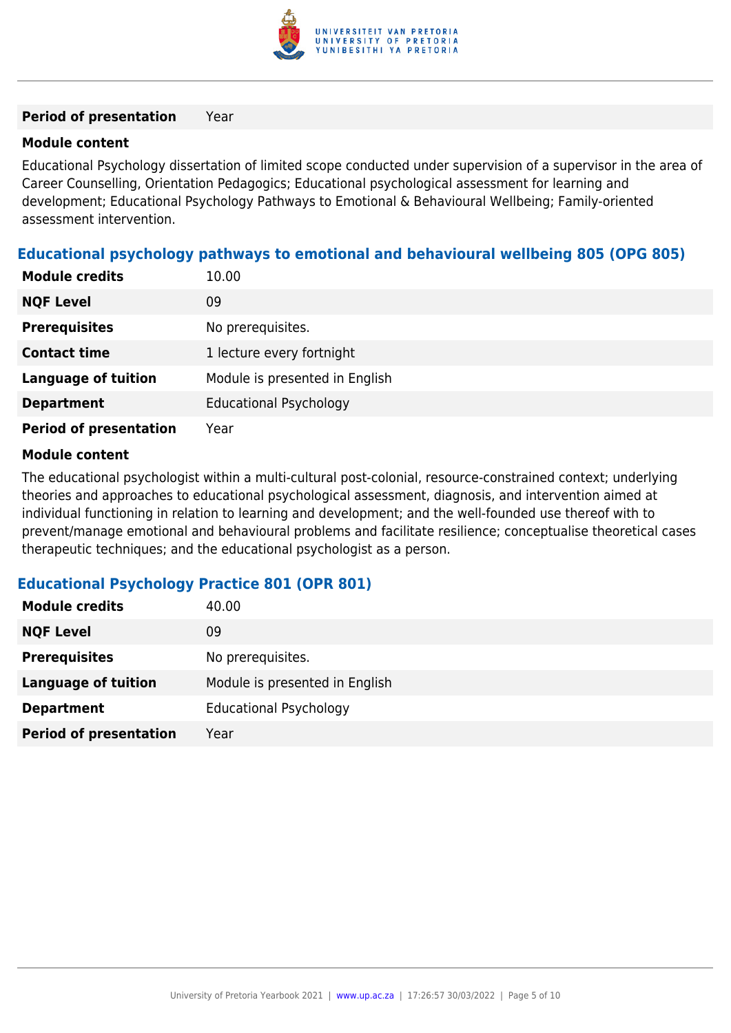| **Period of presentation** | Year |
|---|---|

**Module content**

Educational Psychology dissertation of limited scope conducted under supervision of a supervisor in the area of Career Counselling, Orientation Pedagogics; Educational psychological assessment for learning and development; Educational Psychology Pathways to Emotional & Behavioural Wellbeing; Family-oriented assessment intervention.

### Educational psychology pathways to emotional and behavioural wellbeing 805 (OPG 805)

| **Module credits** | 10.00 |
|---|---|
| **NQF Level** | 09 |
| **Prerequisites** | No prerequisites. |
| **Contact time** | 1 lecture every fortnight |
| **Language of tuition** | Module is presented in English |
| **Department** | Educational Psychology |
| **Period of presentation** | Year |

**Module content**

The educational psychologist within a multi-cultural post-colonial, resource-constrained context; underlying theories and approaches to educational psychological assessment, diagnosis, and intervention aimed at individual functioning in relation to learning and development; and the well-founded use thereof with to prevent/manage emotional and behavioural problems and facilitate resilience; conceptualise theoretical cases therapeutic techniques; and the educational psychologist as a person.

### Educational Psychology Practice 801 (OPR 801)

| **Module credits** | 40.00 |
|---|---|
| **NQF Level** | 09 |
| **Prerequisites** | No prerequisites. |
| **Language of tuition** | Module is presented in English |
| **Department** | Educational Psychology |
| **Period of presentation** | Year |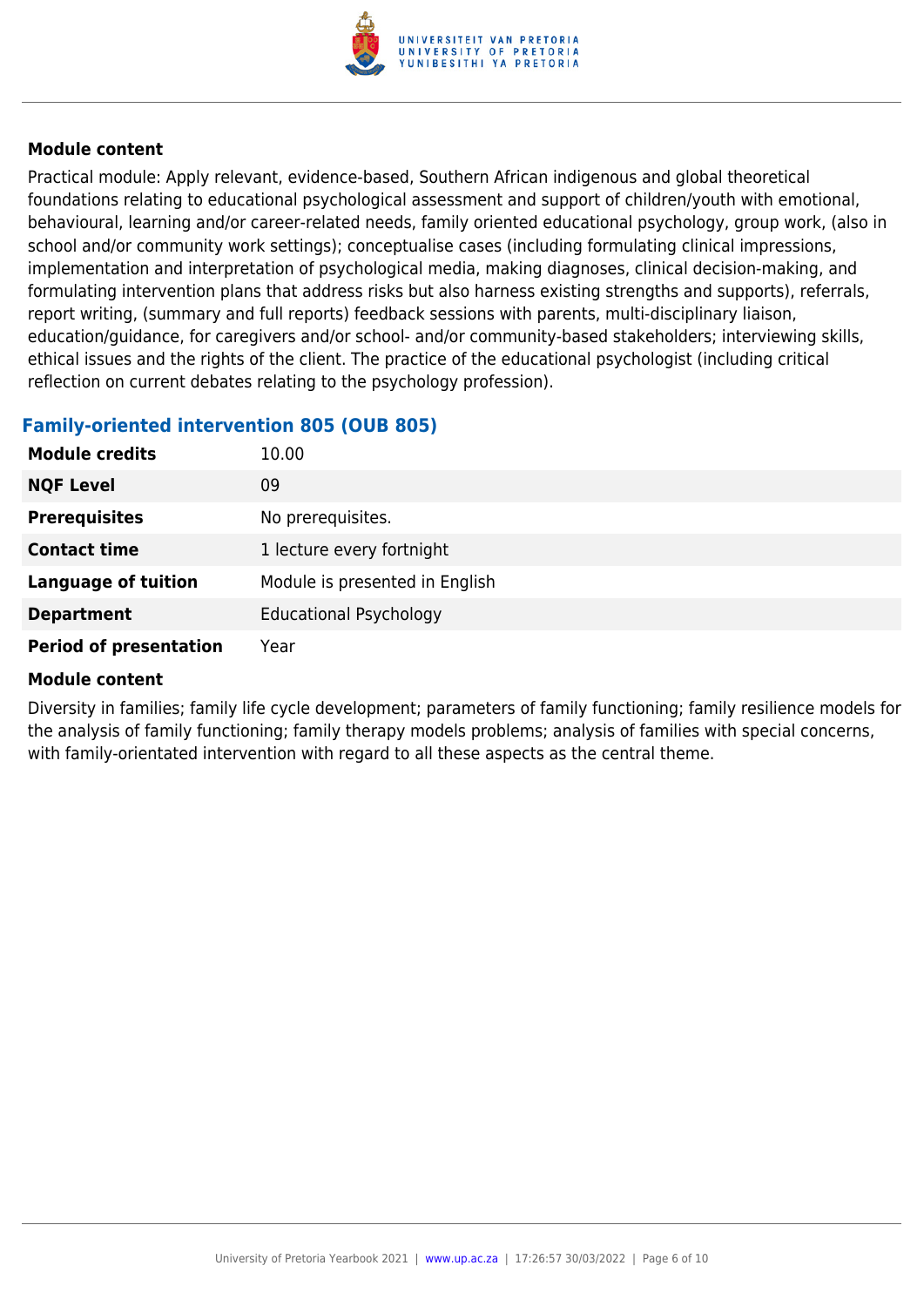#### Module content

Practical module: Apply relevant, evidence-based, Southern African indigenous and global theoretical foundations relating to educational psychological assessment and support of children/youth with emotional, behavioural, learning and/or career-related needs, family oriented educational psychology, group work, (also in school and/or community work settings); conceptualise cases (including formulating clinical impressions, implementation and interpretation of psychological media, making diagnoses, clinical decision-making, and formulating intervention plans that address risks but also harness existing strengths and supports), referrals, report writing, (summary and full reports) feedback sessions with parents, multi-disciplinary liaison, education/guidance, for caregivers and/or school- and/or community-based stakeholders; interviewing skills, ethical issues and the rights of the client. The practice of the educational psychologist (including critical reflection on current debates relating to the psychology profession).

### Family-oriented intervention 805 (OUB 805)

| | |
|---|---|
| **Module credits** | 10.00 |
| **NQF Level** | 09 |
| **Prerequisites** | No prerequisites. |
| **Contact time** | 1 lecture every fortnight |
| **Language of tuition** | Module is presented in English |
| **Department** | Educational Psychology |
| **Period of presentation** | Year |

#### Module content

Diversity in families; family life cycle development; parameters of family functioning; family resilience models for the analysis of family functioning; family therapy models problems; analysis of families with special concerns, with family-orientated intervention with regard to all these aspects as the central theme.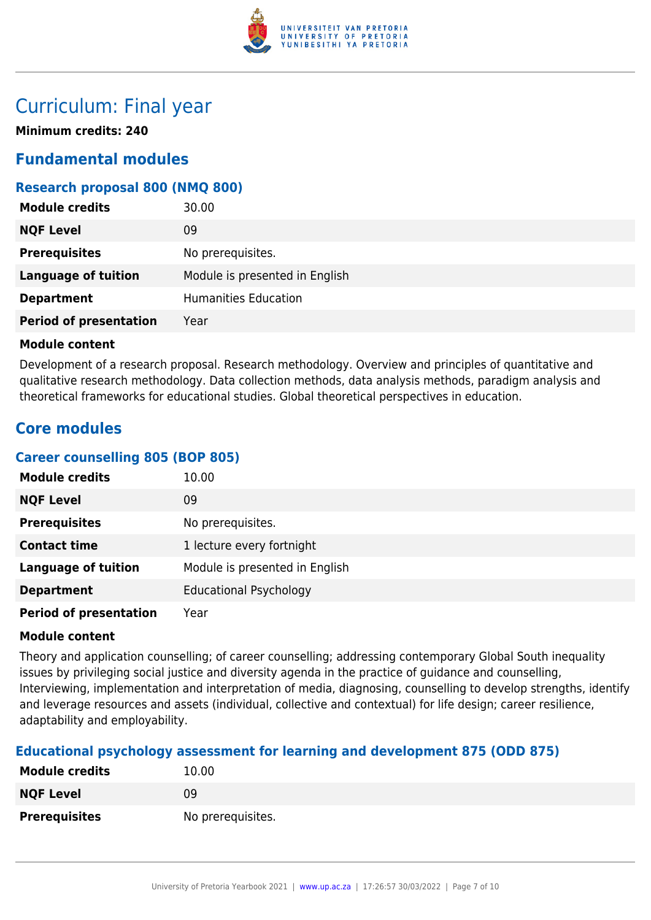# Curriculum: Final year

**Minimum credits: 240**

## Fundamental modules

### Research proposal 800 (NMQ 800)

| | |
|---|---|
| **Module credits** | 30.00 |
| **NQF Level** | 09 |
| **Prerequisites** | No prerequisites. |
| **Language of tuition** | Module is presented in English |
| **Department** | Humanities Education |
| **Period of presentation** | Year |

**Module content**

Development of a research proposal. Research methodology. Overview and principles of quantitative and qualitative research methodology. Data collection methods, data analysis methods, paradigm analysis and theoretical frameworks for educational studies. Global theoretical perspectives in education.

## Core modules

### Career counselling 805 (BOP 805)

| | |
|---|---|
| **Module credits** | 10.00 |
| **NQF Level** | 09 |
| **Prerequisites** | No prerequisites. |
| **Contact time** | 1 lecture every fortnight |
| **Language of tuition** | Module is presented in English |
| **Department** | Educational Psychology |
| **Period of presentation** | Year |

**Module content**

Theory and application counselling; of career counselling; addressing contemporary Global South inequality issues by privileging social justice and diversity agenda in the practice of guidance and counselling, Interviewing, implementation and interpretation of media, diagnosing, counselling to develop strengths, identify and leverage resources and assets (individual, collective and contextual) for life design; career resilience, adaptability and employability.

### Educational psychology assessment for learning and development 875 (ODD 875)

| | |
|---|---|
| **Module credits** | 10.00 |
| **NQF Level** | 09 |
| **Prerequisites** | No prerequisites. |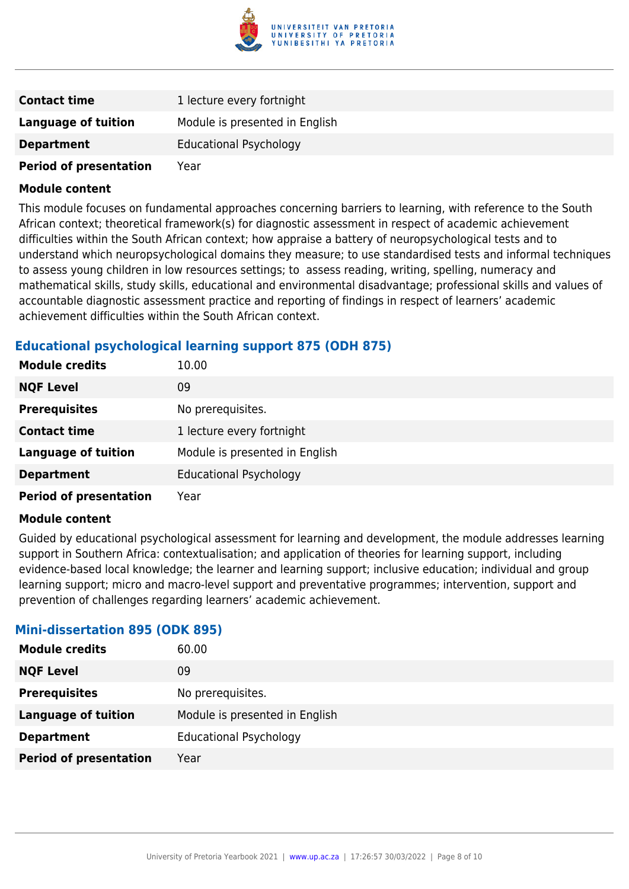| | |
|---|---|
| **Contact time** | 1 lecture every fortnight |
| **Language of tuition** | Module is presented in English |
| **Department** | Educational Psychology |
| **Period of presentation** | Year |

**Module content**

This module focuses on fundamental approaches concerning barriers to learning, with reference to the South African context; theoretical framework(s) for diagnostic assessment in respect of academic achievement difficulties within the South African context; how appraise a battery of neuropsychological tests and to understand which neuropsychological domains they measure; to use standardised tests and informal techniques to assess young children in low resources settings; to assess reading, writing, spelling, numeracy and mathematical skills, study skills, educational and environmental disadvantage; professional skills and values of accountable diagnostic assessment practice and reporting of findings in respect of learners' academic achievement difficulties within the South African context.

### Educational psychological learning support 875 (ODH 875)

| | |
|---|---|
| **Module credits** | 10.00 |
| **NQF Level** | 09 |
| **Prerequisites** | No prerequisites. |
| **Contact time** | 1 lecture every fortnight |
| **Language of tuition** | Module is presented in English |
| **Department** | Educational Psychology |
| **Period of presentation** | Year |

**Module content**

Guided by educational psychological assessment for learning and development, the module addresses learning support in Southern Africa: contextualisation; and application of theories for learning support, including evidence-based local knowledge; the learner and learning support; inclusive education; individual and group learning support; micro and macro-level support and preventative programmes; intervention, support and prevention of challenges regarding learners' academic achievement.

### Mini-dissertation 895 (ODK 895)

| | |
|---|---|
| **Module credits** | 60.00 |
| **NQF Level** | 09 |
| **Prerequisites** | No prerequisites. |
| **Language of tuition** | Module is presented in English |
| **Department** | Educational Psychology |
| **Period of presentation** | Year |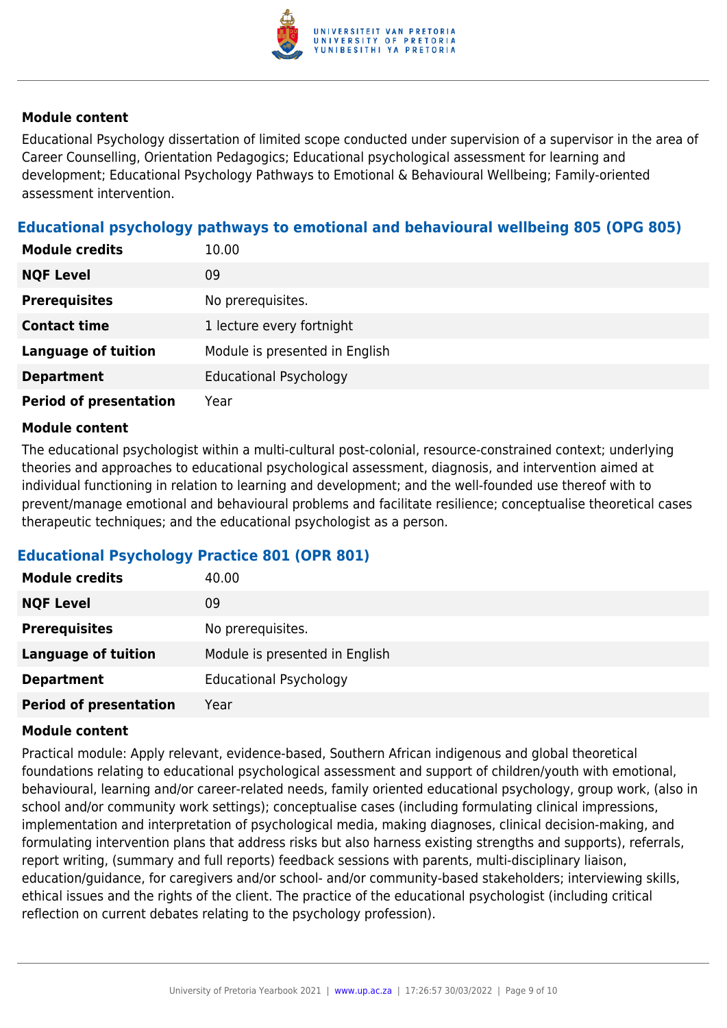#### Module content

Educational Psychology dissertation of limited scope conducted under supervision of a supervisor in the area of Career Counselling, Orientation Pedagogics; Educational psychological assessment for learning and development; Educational Psychology Pathways to Emotional & Behavioural Wellbeing; Family-oriented assessment intervention.

### Educational psychology pathways to emotional and behavioural wellbeing 805 (OPG 805)

| | |
|---|---|
| **Module credits** | 10.00 |
| **NQF Level** | 09 |
| **Prerequisites** | No prerequisites. |
| **Contact time** | 1 lecture every fortnight |
| **Language of tuition** | Module is presented in English |
| **Department** | Educational Psychology |
| **Period of presentation** | Year |

#### Module content

The educational psychologist within a multi-cultural post-colonial, resource-constrained context; underlying theories and approaches to educational psychological assessment, diagnosis, and intervention aimed at individual functioning in relation to learning and development; and the well-founded use thereof with to prevent/manage emotional and behavioural problems and facilitate resilience; conceptualise theoretical cases therapeutic techniques; and the educational psychologist as a person.

### Educational Psychology Practice 801 (OPR 801)

| | |
|---|---|
| **Module credits** | 40.00 |
| **NQF Level** | 09 |
| **Prerequisites** | No prerequisites. |
| **Language of tuition** | Module is presented in English |
| **Department** | Educational Psychology |
| **Period of presentation** | Year |

#### Module content

Practical module: Apply relevant, evidence-based, Southern African indigenous and global theoretical foundations relating to educational psychological assessment and support of children/youth with emotional, behavioural, learning and/or career-related needs, family oriented educational psychology, group work, (also in school and/or community work settings); conceptualise cases (including formulating clinical impressions, implementation and interpretation of psychological media, making diagnoses, clinical decision-making, and formulating intervention plans that address risks but also harness existing strengths and supports), referrals, report writing, (summary and full reports) feedback sessions with parents, multi-disciplinary liaison, education/guidance, for caregivers and/or school- and/or community-based stakeholders; interviewing skills, ethical issues and the rights of the client. The practice of the educational psychologist (including critical reflection on current debates relating to the psychology profession).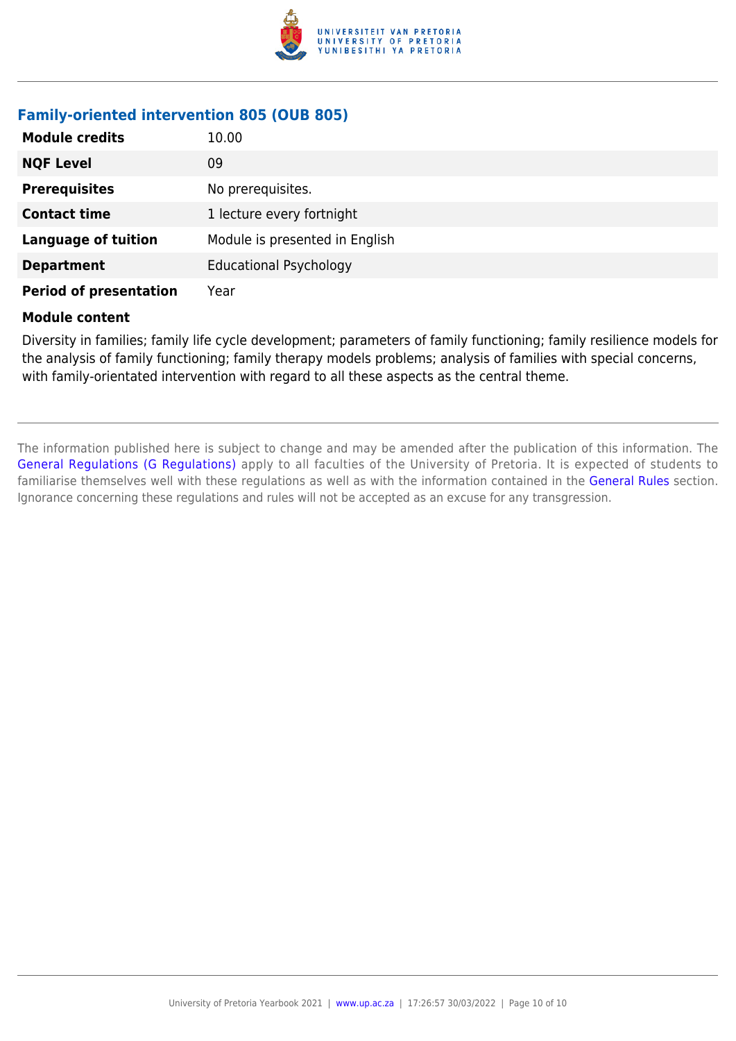## Family-oriented intervention 805 (OUB 805)

| | |
|---|---|
| **Module credits** | 10.00 |
| **NQF Level** | 09 |
| **Prerequisites** | No prerequisites. |
| **Contact time** | 1 lecture every fortnight |
| **Language of tuition** | Module is presented in English |
| **Department** | Educational Psychology |
| **Period of presentation** | Year |

**Module content**

Diversity in families; family life cycle development; parameters of family functioning; family resilience models for the analysis of family functioning; family therapy models problems; analysis of families with special concerns, with family-orientated intervention with regard to all these aspects as the central theme.

The information published here is subject to change and may be amended after the publication of this information. The General Regulations (G Regulations) apply to all faculties of the University of Pretoria. It is expected of students to familiarise themselves well with these regulations as well as with the information contained in the General Rules section. Ignorance concerning these regulations and rules will not be accepted as an excuse for any transgression.